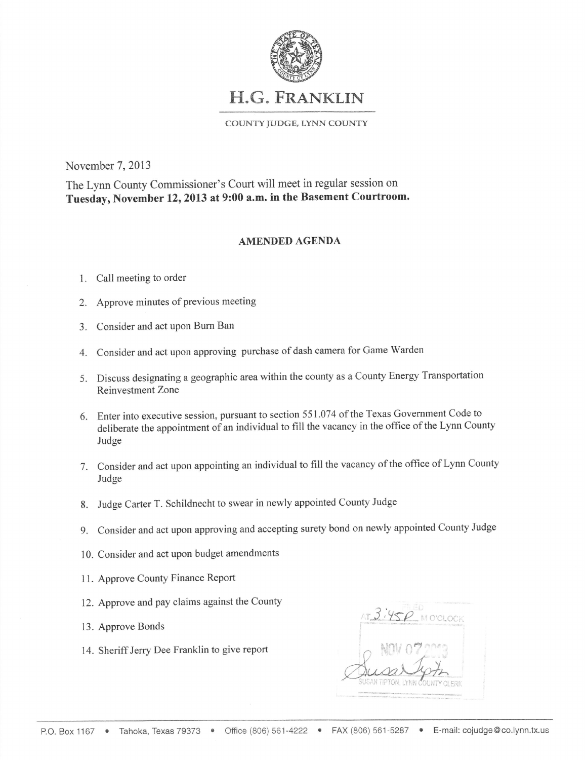# H.G. FRANKLIN

COUNTY JUDGE, LYNN COUNTY

November 7, 2013

The Lynn County Commissioner's Court will meet in regular session on **Tuesday, November 12, 2013 at 9:00 a.m. in the Basement Courtroom.**

## AMENDED AGENDA

1. Call meeting to order
2. Approve minutes of previous meeting
3. Consider and act upon Burn Ban
4. Consider and act upon approving purchase of dash camera for Game Warden
5. Discuss designating a geographic area within the county as a County Energy Transportation Reinvestment Zone
6. Enter into executive session, pursuant to section 551.074 of the Texas Government Code to deliberate the appointment of an individual to fill the vacancy in the office of the Lynn County Judge
7. Consider and act upon appointing an individual to fill the vacancy of the office of Lynn County Judge
8. Judge Carter T. Schildnecht to swear in newly appointed County Judge
9. Consider and act upon approving and accepting surety bond on newly appointed County Judge
10. Consider and act upon budget amendments
11. Approve County Finance Report
12. Approve and pay claims against the County
13. Approve Bonds
14. Sheriff Jerry Dee Franklin to give report

FILED AT 3:45P M O'CLOCK
NOV 07 2013
Susan Tipton
SUSAN TIPTON, LYNN COUNTY CLERK

P.O. Box 1167 • Tahoka, Texas 79373 • Office (806) 561-4222 • FAX (806) 561-5287 • E-mail: cojudge@co.lynn.tx.us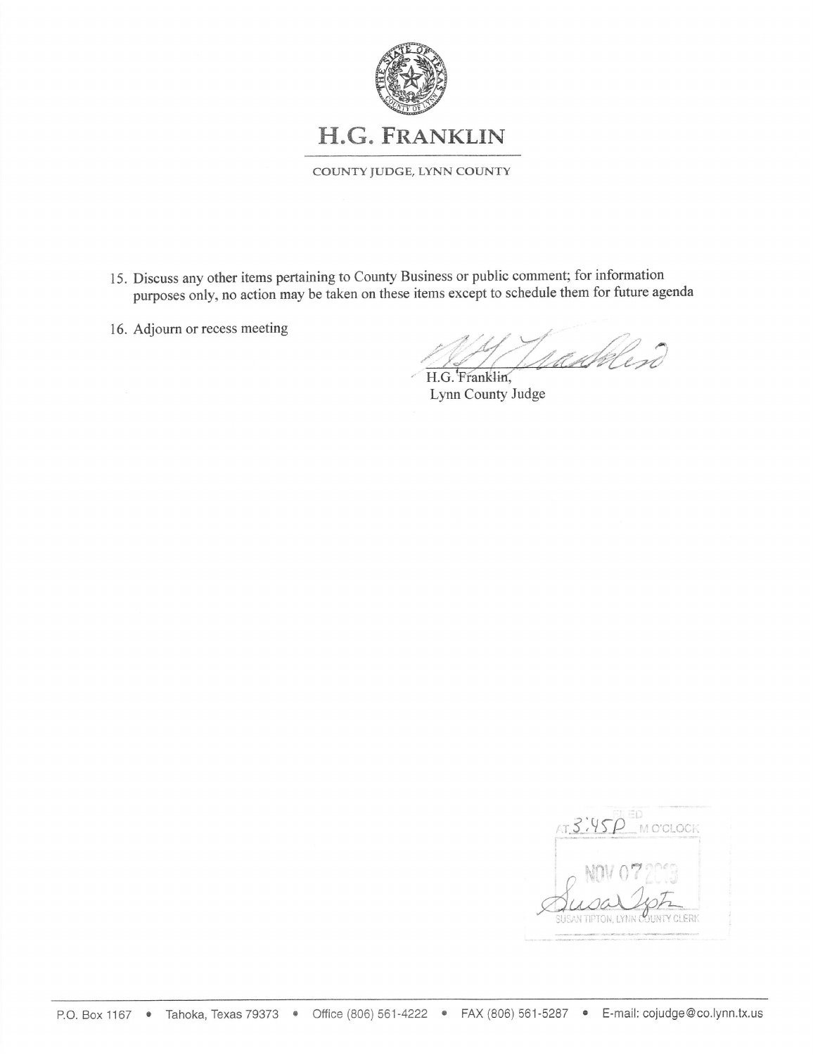# H.G. FRANKLIN

COUNTY JUDGE, LYNN COUNTY

15. Discuss any other items pertaining to County Business or public comment; for information purposes only, no action may be taken on these items except to schedule them for future agenda

16. Adjourn or recess meeting

H.G. Franklin,
Lynn County Judge

FILED
AT 3:45P M O'CLOCK
NOV 07 2019
SUSAN TIPTON, LYNN COUNTY CLERK

P.O. Box 1167 • Tahoka, Texas 79373 • Office (806) 561-4222 • FAX (806) 561-5287 • E-mail: cojudge@co.lynn.tx.us